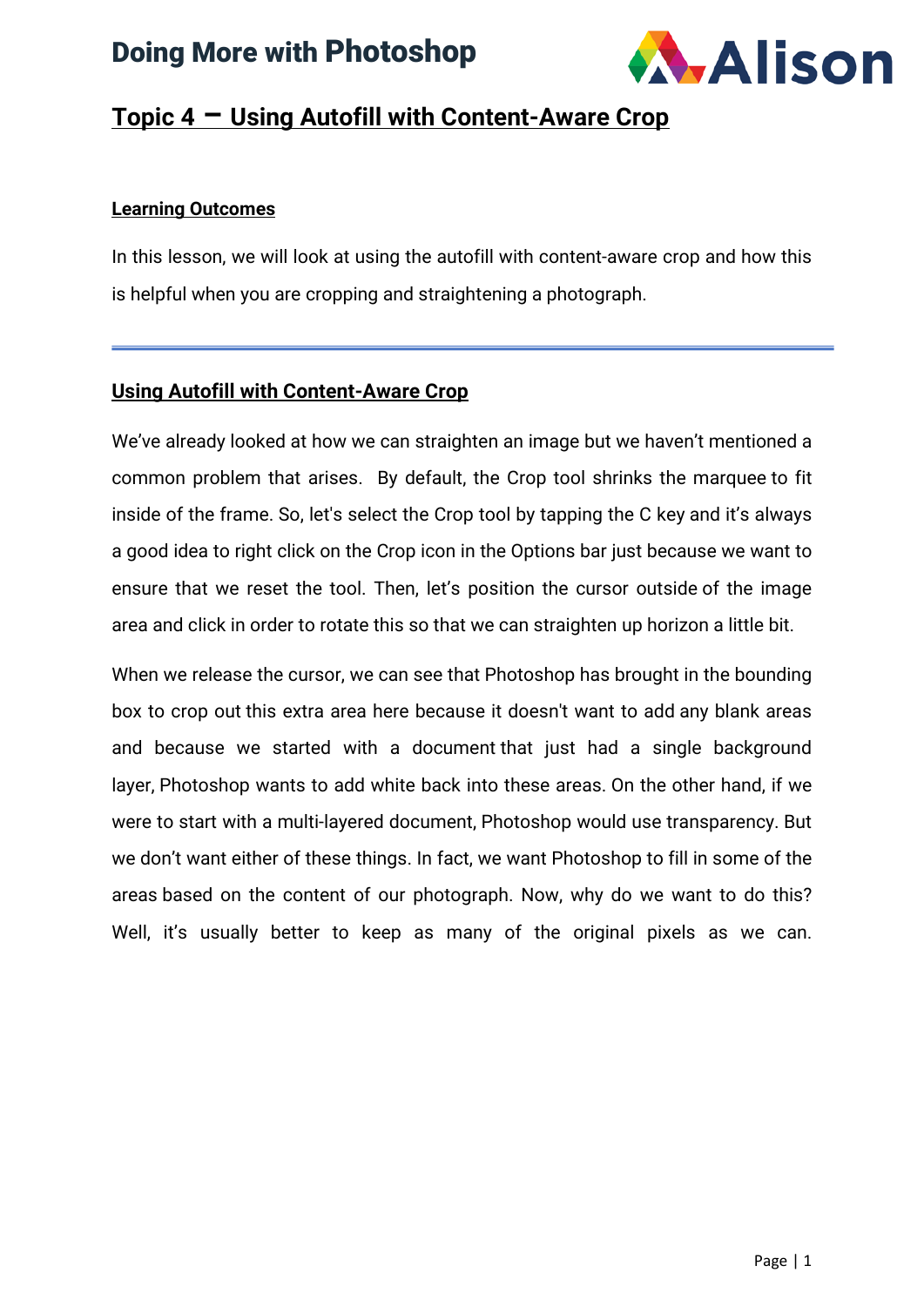# Doing More with Photoshop

## Topic 4 – Using Autofill with Content-Aware Crop

### Learning Outcomes

In this lesson, we will look at using the autofill with content-aware crop and how this is helpful when you are cropping and straightening a photograph.

---

### Using Autofill with Content-Aware Crop

We've already looked at how we can straighten an image but we haven't mentioned a common problem that arises. By default, the Crop tool shrinks the marquee to fit inside of the frame. So, let's select the Crop tool by tapping the C key and it's always a good idea to right click on the Crop icon in the Options bar just because we want to ensure that we reset the tool. Then, let's position the cursor outside of the image area and click in order to rotate this so that we can straighten up horizon a little bit.

When we release the cursor, we can see that Photoshop has brought in the bounding box to crop out this extra area here because it doesn't want to add any blank areas and because we started with a document that just had a single background layer, Photoshop wants to add white back into these areas. On the other hand, if we were to start with a multi-layered document, Photoshop would use transparency. But we don't want either of these things. In fact, we want Photoshop to fill in some of the areas based on the content of our photograph. Now, why do we want to do this? Well, it's usually better to keep as many of the original pixels as we can.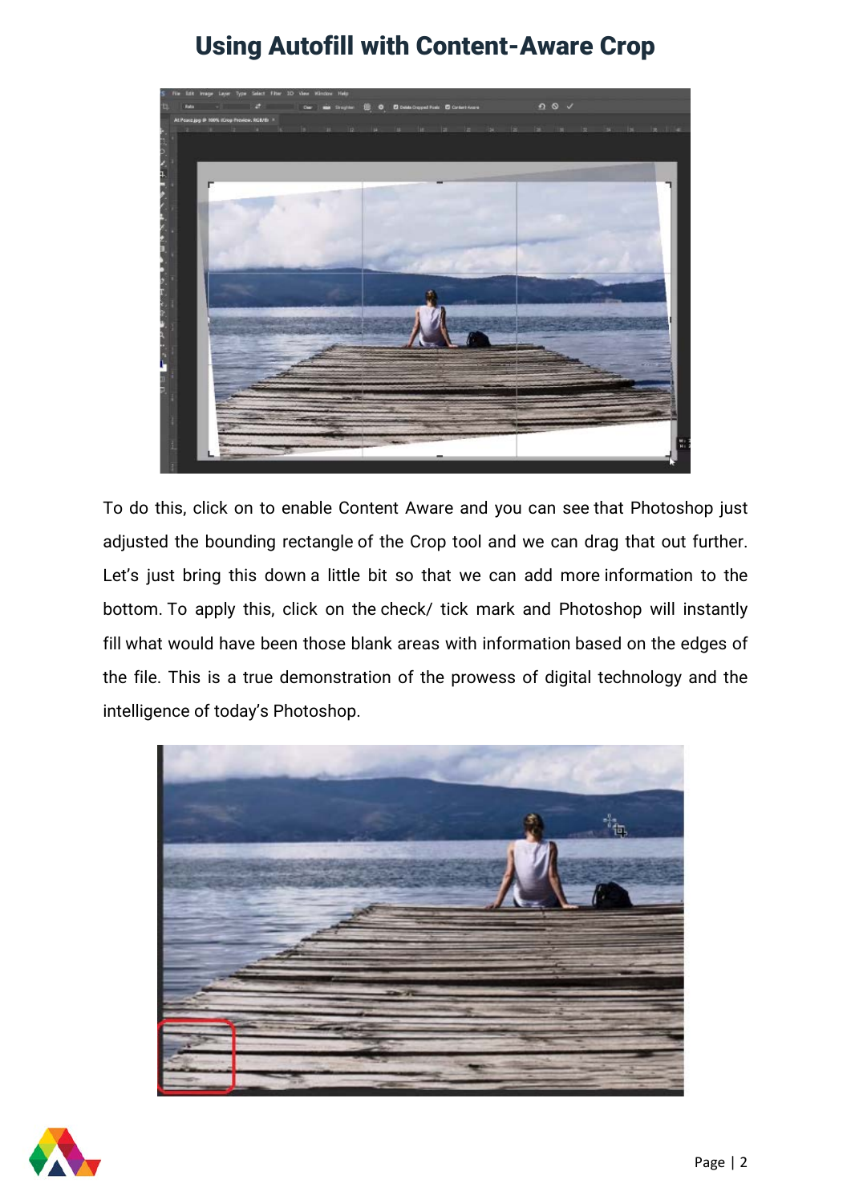# Using Autofill with Content-Aware Crop

To do this, click on to enable Content Aware and you can see that Photoshop just adjusted the bounding rectangle of the Crop tool and we can drag that out further. Let's just bring this down a little bit so that we can add more information to the bottom. To apply this, click on the check/ tick mark and Photoshop will instantly fill what would have been those blank areas with information based on the edges of the file. This is a true demonstration of the prowess of digital technology and the intelligence of today's Photoshop.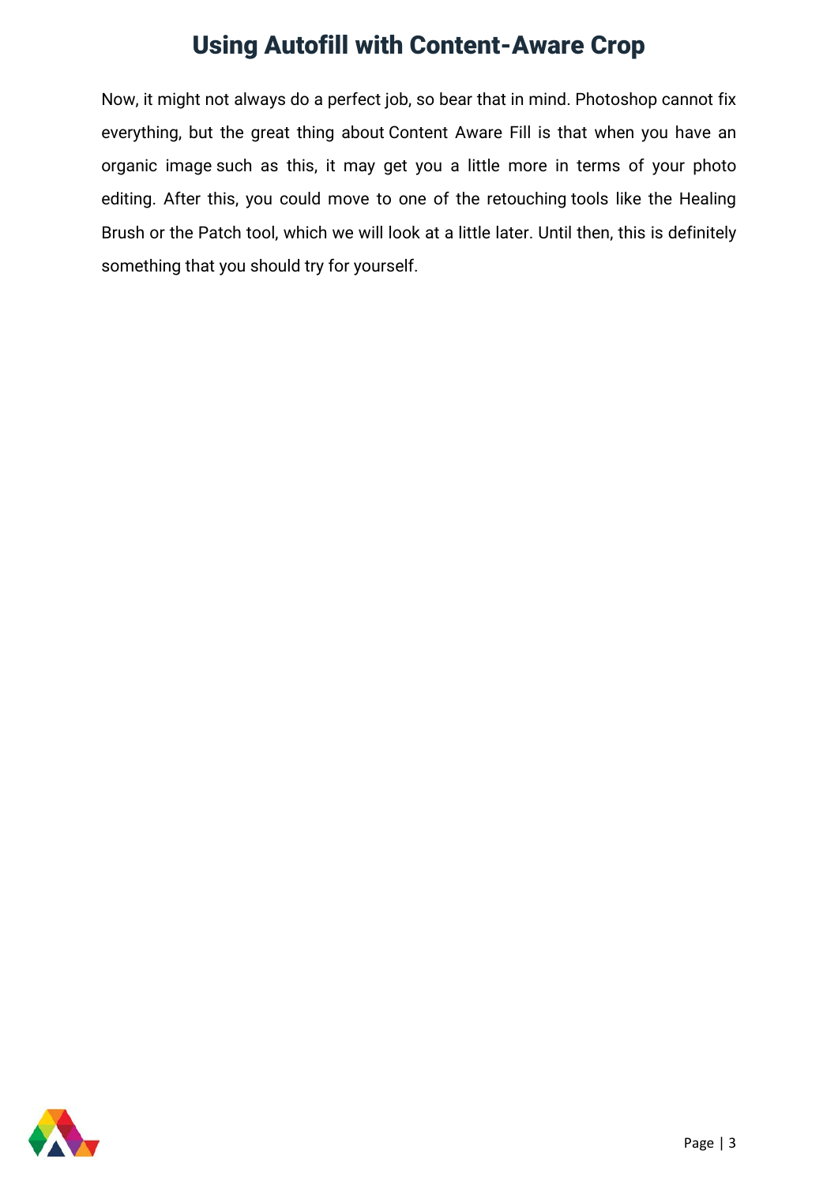# Using Autofill with Content-Aware Crop

Now, it might not always do a perfect job, so bear that in mind. Photoshop cannot fix everything, but the great thing about Content Aware Fill is that when you have an organic image such as this, it may get you a little more in terms of your photo editing. After this, you could move to one of the retouching tools like the Healing Brush or the Patch tool, which we will look at a little later. Until then, this is definitely something that you should try for yourself.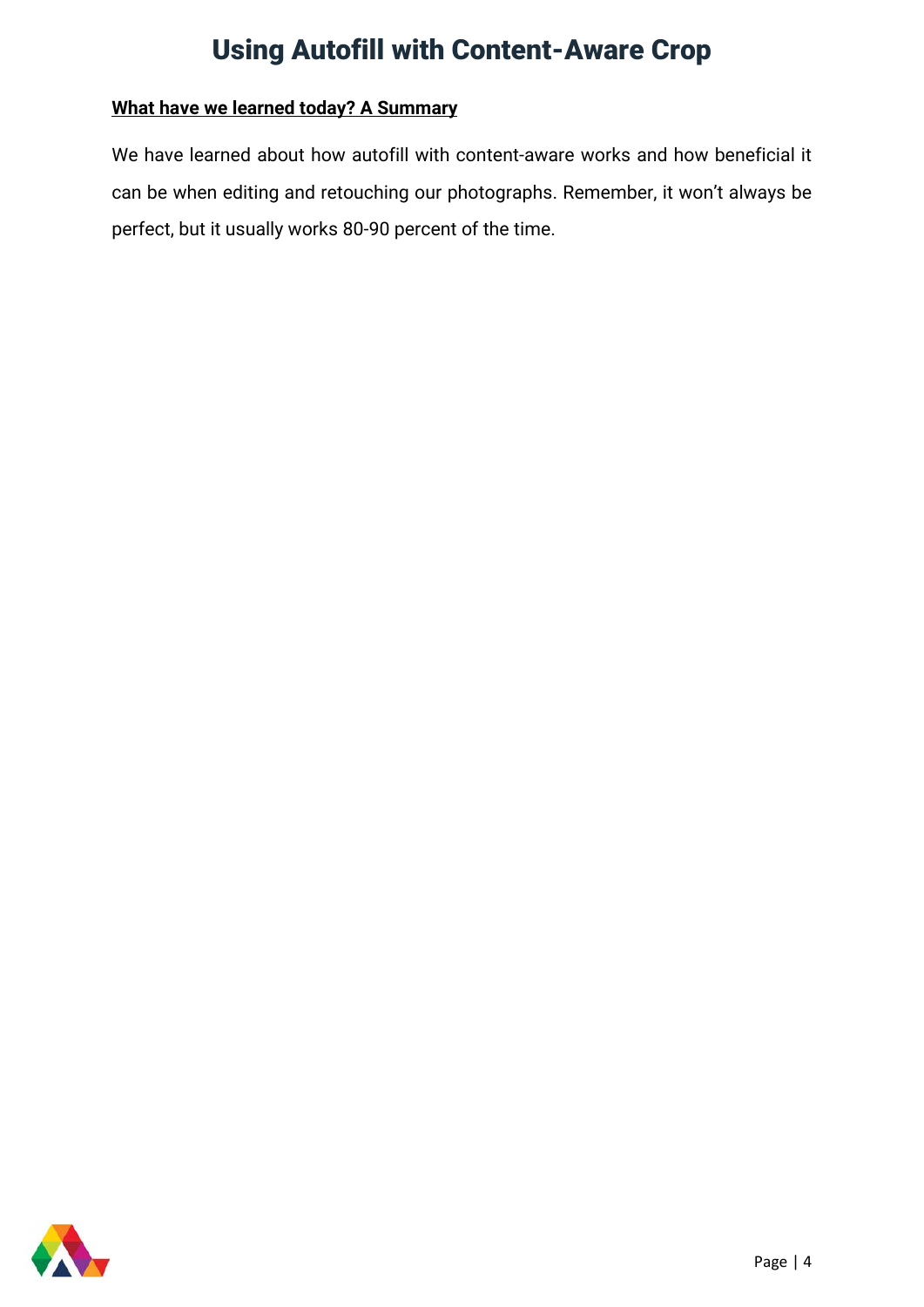**What have we learned today? A Summary**

We have learned about how autofill with content-aware works and how beneficial it can be when editing and retouching our photographs. Remember, it won't always be perfect, but it usually works 80-90 percent of the time.